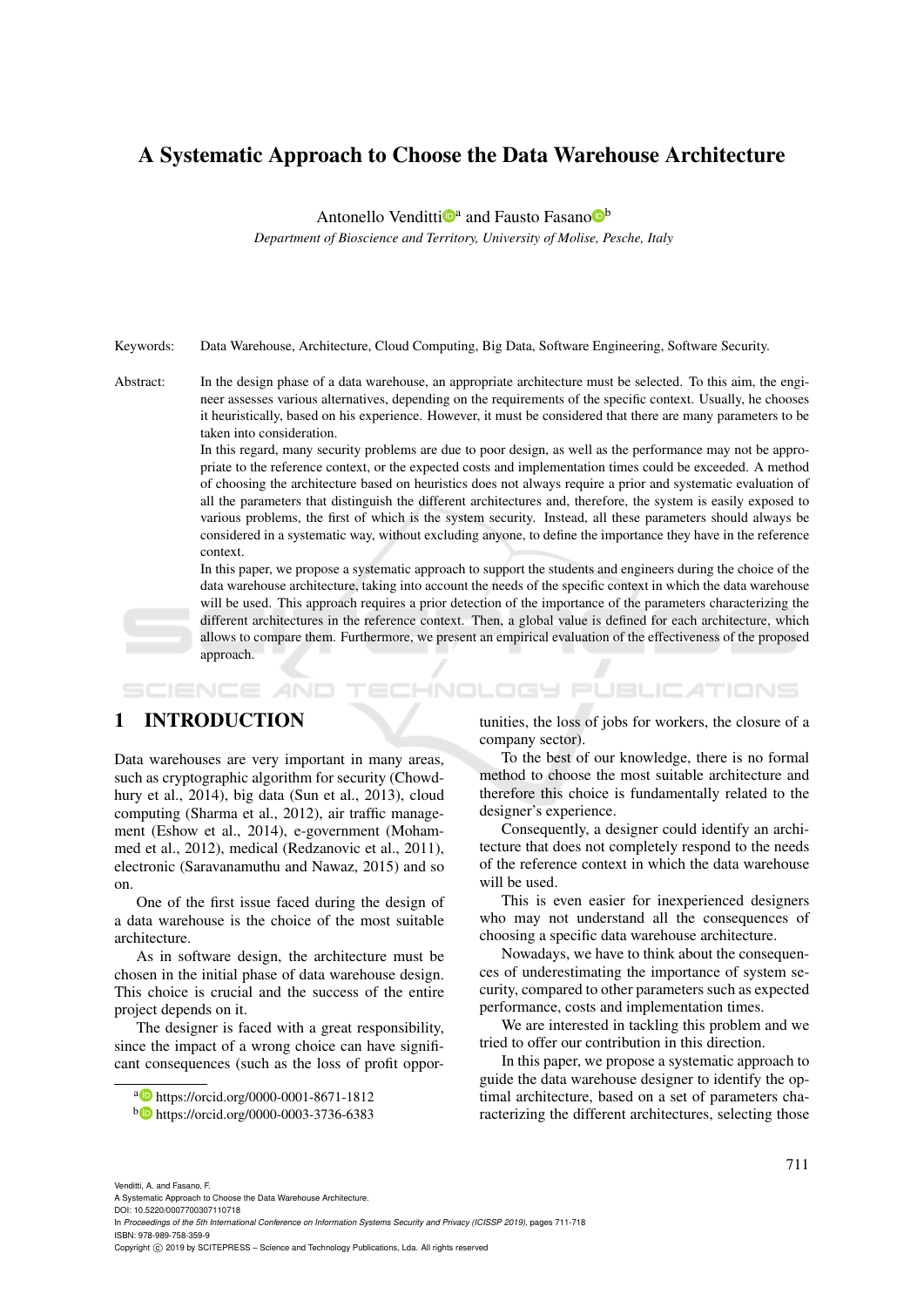# A Systematic Approach to Choose the Data Warehouse Architecture

Antonello Venditti[a] and Fausto Fasano[b]

*Department of Bioscience and Territory, University of Molise, Pesche, Italy*

Keywords: Data Warehouse, Architecture, Cloud Computing, Big Data, Software Engineering, Software Security.

Abstract: In the design phase of a data warehouse, an appropriate architecture must be selected. To this aim, the engineer assesses various alternatives, depending on the requirements of the specific context. Usually, he chooses it heuristically, based on his experience. However, it must be considered that there are many parameters to be taken into consideration.

In this regard, many security problems are due to poor design, as well as the performance may not be appropriate to the reference context, or the expected costs and implementation times could be exceeded. A method of choosing the architecture based on heuristics does not always require a prior and systematic evaluation of all the parameters that distinguish the different architectures and, therefore, the system is easily exposed to various problems, the first of which is the system security. Instead, all these parameters should always be considered in a systematic way, without excluding anyone, to define the importance they have in the reference context.

In this paper, we propose a systematic approach to support the students and engineers during the choice of the data warehouse architecture, taking into account the needs of the specific context in which the data warehouse will be used. This approach requires a prior detection of the importance of the parameters characterizing the different architectures in the reference context. Then, a global value is defined for each architecture, which allows to compare them. Furthermore, we present an empirical evaluation of the effectiveness of the proposed approach.

## 1 INTRODUCTION

Data warehouses are very important in many areas, such as cryptographic algorithm for security (Chowdhury et al., 2014), big data (Sun et al., 2013), cloud computing (Sharma et al., 2012), air traffic management (Eshow et al., 2014), e-government (Mohammed et al., 2012), medical (Redzanovic et al., 2011), electronic (Saravanamuthu and Nawaz, 2015) and so on.

One of the first issue faced during the design of a data warehouse is the choice of the most suitable architecture.

As in software design, the architecture must be chosen in the initial phase of data warehouse design. This choice is crucial and the success of the entire project depends on it.

The designer is faced with a great responsibility, since the impact of a wrong choice can have significant consequences (such as the loss of profit opportunities, the loss of jobs for workers, the closure of a company sector).

To the best of our knowledge, there is no formal method to choose the most suitable architecture and therefore this choice is fundamentally related to the designer's experience.

Consequently, a designer could identify an architecture that does not completely respond to the needs of the reference context in which the data warehouse will be used.

This is even easier for inexperienced designers who may not understand all the consequences of choosing a specific data warehouse architecture.

Nowadays, we have to think about the consequences of underestimating the importance of system security, compared to other parameters such as expected performance, costs and implementation times.

We are interested in tackling this problem and we tried to offer our contribution in this direction.

In this paper, we propose a systematic approach to guide the data warehouse designer to identify the optimal architecture, based on a set of parameters characterizing the different architectures, selecting those

---

[a] https://orcid.org/0000-0001-8671-1812

[b] https://orcid.org/0000-0003-3736-6383

Venditti, A. and Fasano, F.
A Systematic Approach to Choose the Data Warehouse Architecture.
DOI: 10.5220/0007700307110718
In *Proceedings of the 5th International Conference on Information Systems Security and Privacy (ICISSP 2019)*, pages 711-718
ISBN: 978-989-758-359-9
Copyright © 2019 by SCITEPRESS – Science and Technology Publications, Lda. All rights reserved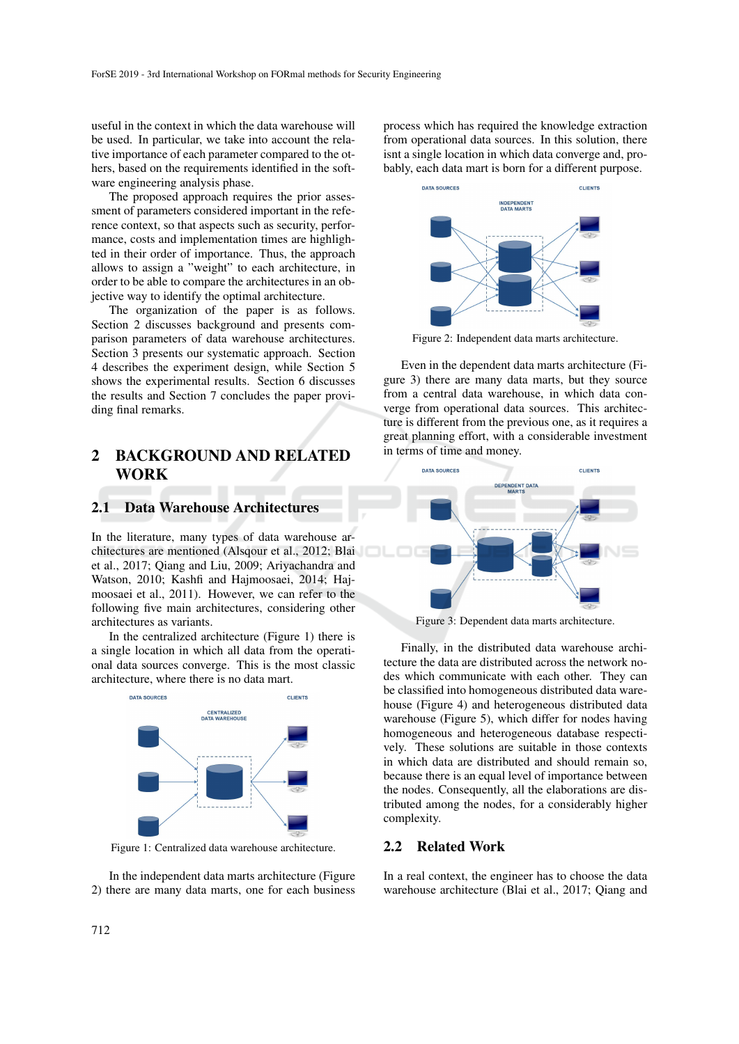useful in the context in which the data warehouse will be used. In particular, we take into account the relative importance of each parameter compared to the others, based on the requirements identified in the software engineering analysis phase.

The proposed approach requires the prior assessment of parameters considered important in the reference context, so that aspects such as security, performance, costs and implementation times are highlighted in their order of importance. Thus, the approach allows us to assign a "weight" to each architecture, in order to be able to compare the architectures in an objective way to identify the optimal architecture.

The organization of the paper is as follows. Section 2 discusses background and presents comparison parameters of data warehouse architectures. Section 3 presents our systematic approach. Section 4 describes the experiment design, while Section 5 shows the experimental results. Section 6 discusses the results and Section 7 concludes the paper providing final remarks.

## 2 BACKGROUND AND RELATED WORK

### 2.1 Data Warehouse Architectures

In the literature, many types of data warehouse architectures are mentioned (Alsqour et al., 2012; Blai et al., 2017; Qiang and Liu, 2009; Ariyachandra and Watson, 2010; Kashfi and Hajmoosaei, 2014; Hajmoosaei et al., 2011). However, we can refer to the following five main architectures, considering other architectures as variants.

In the centralized architecture (Figure 1) there is a single location in which all data from the operational data sources converge. This is the most classic architecture, where there is no data mart.

Figure 1: Centralized data warehouse architecture.

In the independent data marts architecture (Figure 2) there are many data marts, one for each business process which has required the knowledge extraction from operational data sources. In this solution, there isnt a single location in which data converge and, probably, each data mart is born for a different purpose.

Figure 2: Independent data marts architecture.

Even in the dependent data marts architecture (Figure 3) there are many data marts, but they source from a central data warehouse, in which data converge from operational data sources. This architecture is different from the previous one, as it requires a great planning effort, with a considerable investment in terms of time and money.

Figure 3: Dependent data marts architecture.

Finally, in the distributed data warehouse architecture the data are distributed across the network nodes which communicate with each other. They can be classified into homogeneous distributed data warehouse (Figure 4) and heterogeneous distributed data warehouse (Figure 5), which differ for nodes having homogeneous and heterogeneous database respectively. These solutions are suitable in those contexts in which data are distributed and should remain so, because there is an equal level of importance between the nodes. Consequently, all the elaborations are distributed among the nodes, for a considerably higher complexity.

### 2.2 Related Work

In a real context, the engineer has to choose the data warehouse architecture (Blai et al., 2017; Qiang and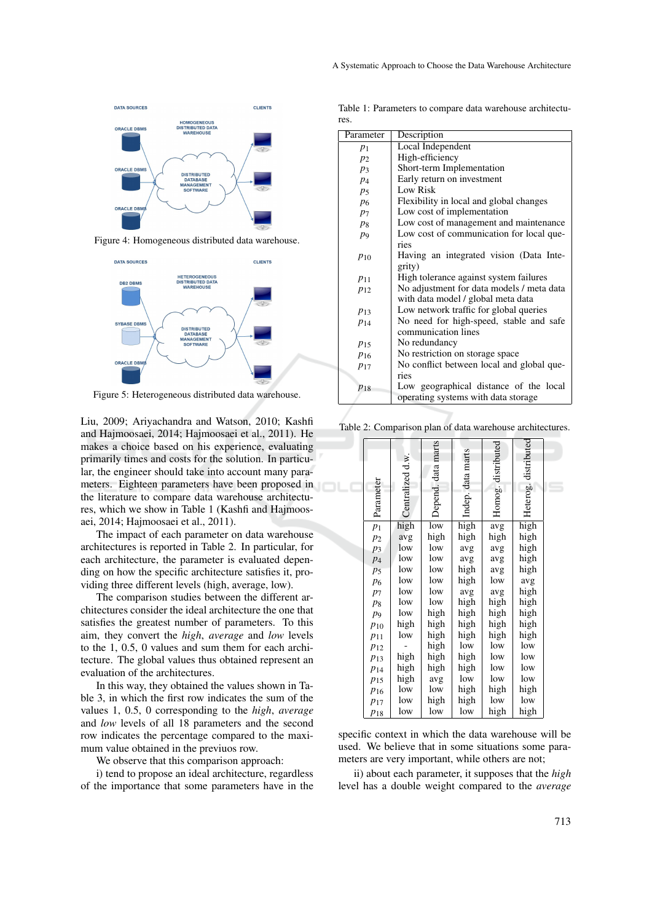Figure 4: Homogeneous distributed data warehouse.

Figure 5: Heterogeneous distributed data warehouse.

Liu, 2009; Ariyachandra and Watson, 2010; Kashfi and Hajmoosaei, 2014; Hajmoosaei et al., 2011). He makes a choice based on his experience, evaluating primarily times and costs for the solution. In particular, the engineer should take into account many parameters. Eighteen parameters have been proposed in the literature to compare data warehouse architectures, which we show in Table 1 (Kashfi and Hajmoosaei, 2014; Hajmoosaei et al., 2011).

The impact of each parameter on data warehouse architectures is reported in Table 2. In particular, for each architecture, the parameter is evaluated depending on how the specific architecture satisfies it, providing three different levels (high, average, low).

The comparison studies between the different architectures consider the ideal architecture the one that satisfies the greatest number of parameters. To this aim, they convert the *high*, *average* and *low* levels to the 1, 0.5, 0 values and sum them for each architecture. The global values thus obtained represent an evaluation of the architectures.

In this way, they obtained the values shown in Table 3, in which the first row indicates the sum of the values 1, 0.5, 0 corresponding to the *high*, *average* and *low* levels of all 18 parameters and the second row indicates the percentage compared to the maximum value obtained in the previuos row.

We observe that this comparison approach:

i) tend to propose an ideal architecture, regardless of the importance that some parameters have in the specific context in which the data warehouse will be used. We believe that in some situations some parameters are very important, while others are not;

ii) about each parameter, it supposes that the *high* level has a double weight compared to the *average*

Table 1: Parameters to compare data warehouse architectures.

| Parameter | Description |
|---|---|
| $p_1$ | Local Independent |
| $p_2$ | High-efficiency |
| $p_3$ | Short-term Implementation |
| $p_4$ | Early return on investment |
| $p_5$ | Low Risk |
| $p_6$ | Flexibility in local and global changes |
| $p_7$ | Low cost of implementation |
| $p_8$ | Low cost of management and maintenance |
| $p_9$ | Low cost of communication for local queries |
| $p_{10}$ | Having an integrated vision (Data Integrity) |
| $p_{11}$ | High tolerance against system failures |
| $p_{12}$ | No adjustment for data models / meta data with data model / global meta data |
| $p_{13}$ | Low network traffic for global queries |
| $p_{14}$ | No need for high-speed, stable and safe communication lines |
| $p_{15}$ | No redundancy |
| $p_{16}$ | No restriction on storage space |
| $p_{17}$ | No conflict between local and global queries |
| $p_{18}$ | Low geographical distance of the local operating systems with data storage |

Table 2: Comparison plan of data warehouse architectures.

| Parameter | Centralized d.w. | Depend. data marts | Indep. data marts | Homog. distributed | Heterog. distributed |
|---|---|---|---|---|---|
| $p_1$ | high | low | high | avg | high |
| $p_2$ | avg | high | high | high | high |
| $p_3$ | low | low | avg | avg | high |
| $p_4$ | low | low | avg | avg | high |
| $p_5$ | low | low | high | avg | high |
| $p_6$ | low | low | high | low | avg |
| $p_7$ | low | low | avg | avg | high |
| $p_8$ | low | low | high | high | high |
| $p_9$ | low | high | high | high | high |
| $p_{10}$ | high | high | high | high | high |
| $p_{11}$ | low | high | high | high | high |
| $p_{12}$ | - | high | low | low | low |
| $p_{13}$ | high | high | high | low | low |
| $p_{14}$ | high | high | high | low | low |
| $p_{15}$ | high | avg | low | low | low |
| $p_{16}$ | low | low | high | high | high |
| $p_{17}$ | low | high | high | low | low |
| $p_{18}$ | low | low | low | high | high |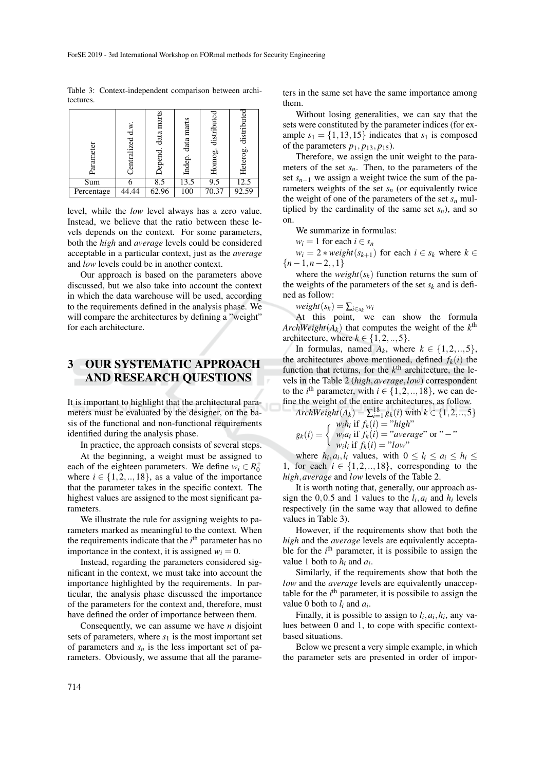Table 3: Context-independent comparison between architectures.

| Parameter | Centralized d.w. | Depend. data marts | Indep. data marts | Homog. distributed | Heterog. distributed |
|---|---|---|---|---|---|
| Sum | 6 | 8.5 | 13.5 | 9.5 | 12.5 |
| Percentage | 44.44 | 62.96 | 100 | 70.37 | 92.59 |

level, while the *low* level always has a zero value. Instead, we believe that the ratio between these levels depends on the context. For some parameters, both the *high* and *average* levels could be considered acceptable in a particular context, just as the *average* and *low* levels could be in another context.

Our approach is based on the parameters above discussed, but we also take into account the context in which the data warehouse will be used, according to the requirements defined in the analysis phase. We will compare the architectures by defining a "weight" for each architecture.

## 3 OUR SYSTEMATIC APPROACH AND RESEARCH QUESTIONS

It is important to highlight that the architectural parameters must be evaluated by the designer, on the basis of the functional and non-functional requirements identified during the analysis phase.

In practice, the approach consists of several steps.

At the beginning, a weight must be assigned to each of the eighteen parameters. We define $w_i \in R_0^+$ where $i \in \{1,2,..,18\}$, as a value of the importance that the parameter takes in the specific context. The highest values are assigned to the most significant parameters.

We illustrate the rule for assigning weights to parameters marked as meaningful to the context. When the requirements indicate that the $i^{\text{th}}$ parameter has no importance in the context, it is assigned $w_i = 0$.

Instead, regarding the parameters considered significant in the context, we must take into account the importance highlighted by the requirements. In particular, the analysis phase discussed the importance of the parameters for the context and, therefore, must have defined the order of importance between them.

Consequently, we can assume we have $n$ disjoint sets of parameters, where $s_1$ is the most important set of parameters and $s_n$ is the less important set of parameters. Obviously, we assume that all the parameters in the same set have the same importance among them.

Without losing generalities, we can say that the sets were constituted by the parameter indices (for example $s_1 = \{1,13,15\}$ indicates that $s_1$ is composed of the parameters $p_1, p_{13}, p_{15}$).

Therefore, we assign the unit weight to the parameters of the set $s_n$. Then, to the parameters of the set $s_{n-1}$ we assign a weight twice the sum of the parameters weights of the set $s_n$ (or equivalently twice the weight of one of the parameters of the set $s_n$ multiplied by the cardinality of the same set $s_n$), and so on.

We summarize in formulas:

$w_i = 1$ for each $i \in s_n$

$w_i = 2 * weight(s_{k+1})$ for each $i \in s_k$ where $k \in \{n-1, n-2, , 1\}$

where the $weight(s_k)$ function returns the sum of the weights of the parameters of the set $s_k$ and is defined as follow:

$weight(s_k) = \sum_{i \in s_k} w_i$

At this point, we can show the formula $ArchWeight(A_k)$ that computes the weight of the $k^{\text{th}}$ architecture, where $k \in \{1,2,..,5\}$.

In formulas, named $A_k$, where $k \in \{1,2,..,5\}$, the architectures above mentioned, defined $f_k(i)$ the function that returns, for the $k^{\text{th}}$ architecture, the levels in the Table 2 ($high, average, low$) correspondent to the $i^{\text{th}}$ parameter, with $i \in \{1,2,..,18\}$, we can define the weight of the entire architectures, as follow.

$ArchWeight(A_k) = \sum_{i=1}^{18} g_k(i)$ with $k \in \{1,2,..,5\}$

$$g_k(i) = \begin{cases} w_i h_i \text{ if } f_k(i) = \text{"}high\text{"} \\ w_i a_i \text{ if } f_k(i) = \text{"}average\text{" or "}-\text{"} \\ w_i l_i \text{ if } f_k(i) = \text{"}low\text{"} \end{cases}$$

where $h_i, a_i, l_i$ values, with $0 \le l_i \le a_i \le h_i \le 1$, for each $i \in \{1,2,..,18\}$, corresponding to the $high, average$ and $low$ levels of the Table 2.

It is worth noting that, generally, our approach assign the $0, 0.5$ and $1$ values to the $l_i, a_i$ and $h_i$ levels respectively (in the same way that allowed to define values in Table 3).

However, if the requirements show that both the *high* and the *average* levels are equivalently acceptable for the $i^{\text{th}}$ parameter, it is possibile to assign the value 1 both to $h_i$ and $a_i$.

Similarly, if the requirements show that both the *low* and the *average* levels are equivalently unacceptable for the $i^{\text{th}}$ parameter, it is possibile to assign the value 0 both to $l_i$ and $a_i$.

Finally, it is possible to assign to $l_i, a_i, h_i$, any values between 0 and 1, to cope with specific context-based situations.

Below we present a very simple example, in which the parameter sets are presented in order of impor-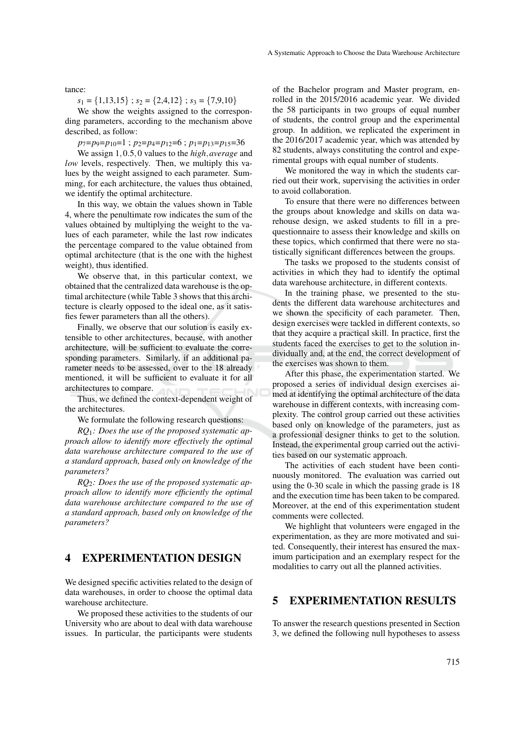tance:

$s_1 = \{1,13,15\}$ ; $s_2 = \{2,4,12\}$ ; $s_3 = \{7,9,10\}$

We show the weights assigned to the corresponding parameters, according to the mechanism above described, as follow:

$p_7$=$p_9$=$p_{10}$=1 ; $p_2$=$p_4$=$p_{12}$=6 ; $p_1$=$p_{13}$=$p_{15}$=36

We assign $1, 0.5, 0$ values to the *high*, *average* and *low* levels, respectively. Then, we multiply this values by the weight assigned to each parameter. Summing, for each architecture, the values thus obtained, we identify the optimal architecture.

In this way, we obtain the values shown in Table 4, where the penultimate row indicates the sum of the values obtained by multiplying the weight to the values of each parameter, while the last row indicates the percentage compared to the value obtained from optimal architecture (that is the one with the highest weight), thus identified.

We observe that, in this particular context, we obtained that the centralized data warehouse is the optimal architecture (while Table 3 shows that this architecture is clearly opposed to the ideal one, as it satisfies fewer parameters than all the others).

Finally, we observe that our solution is easily extensible to other architectures, because, with another architecture, will be sufficient to evaluate the corresponding parameters. Similarly, if an additional parameter needs to be assessed, over to the 18 already mentioned, it will be sufficient to evaluate it for all architectures to compare.

Thus, we defined the context-dependent weight of the architectures.

We formulate the following research questions:

*$RQ_1$: Does the use of the proposed systematic approach allow to identify more effectively the optimal data warehouse architecture compared to the use of a standard approach, based only on knowledge of the parameters?*

*$RQ_2$: Does the use of the proposed systematic approach allow to identify more efficiently the optimal data warehouse architecture compared to the use of a standard approach, based only on knowledge of the parameters?*

## 4 EXPERIMENTATION DESIGN

We designed specific activities related to the design of data warehouses, in order to choose the optimal data warehouse architecture.

We proposed these activities to the students of our University who are about to deal with data warehouse issues. In particular, the participants were students of the Bachelor program and Master program, enrolled in the 2015/2016 academic year. We divided the 58 participants in two groups of equal number of students, the control group and the experimental group. In addition, we replicated the experiment in the 2016/2017 academic year, which was attended by 82 students, always constituting the control and experimental groups with equal number of students.

We monitored the way in which the students carried out their work, supervising the activities in order to avoid collaboration.

To ensure that there were no differences between the groups about knowledge and skills on data warehouse design, we asked students to fill in a pre-questionnaire to assess their knowledge and skills on these topics, which confirmed that there were no statistically significant differences between the groups.

The tasks we proposed to the students consist of activities in which they had to identify the optimal data warehouse architecture, in different contexts.

In the training phase, we presented to the students the different data warehouse architectures and we shown the specificity of each parameter. Then, design exercises were tackled in different contexts, so that they acquire a practical skill. In practice, first the students faced the exercises to get to the solution individually and, at the end, the correct development of the exercises was shown to them.

After this phase, the experimentation started. We proposed a series of individual design exercises aimed at identifying the optimal architecture of the data warehouse in different contexts, with increasing complexity. The control group carried out these activities based only on knowledge of the parameters, just as a professional designer thinks to get to the solution. Instead, the experimental group carried out the activities based on our systematic approach.

The activities of each student have been continuously monitored. The evaluation was carried out using the 0-30 scale in which the passing grade is 18 and the execution time has been taken to be compared. Moreover, at the end of this experimentation student comments were collected.

We highlight that volunteers were engaged in the experimentation, as they are more motivated and suited. Consequently, their interest has ensured the maximum participation and an exemplary respect for the modalities to carry out all the planned activities.

## 5 EXPERIMENTATION RESULTS

To answer the research questions presented in Section 3, we defined the following null hypotheses to assess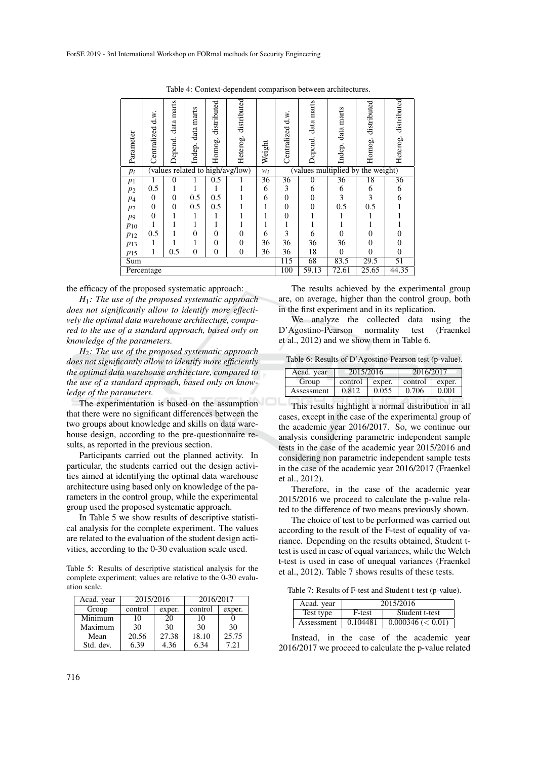Table 4: Context-dependent comparison between architectures.

| Parameter | Centralized d.w. | Depend. data marts | Indep. data marts | Homog. distributed | Heterog. distributed | Weight | Centralized d.w. | Depend. data marts | Indep. data marts | Homog. distributed | Heterog. distributed |
|---|---|---|---|---|---|---|---|---|---|---|---|
| $p_i$ | (values related to high/avg/low) | | | | | $w_i$ | (values multiplied by the weight) | | | | |
| $p_1$ | 1 | 0 | 1 | 0.5 | 1 | 36 | 36 | 0 | 36 | 18 | 36 |
| $p_2$ | 0.5 | 1 | 1 | 1 | 1 | 6 | 3 | 6 | 6 | 6 | 6 |
| $p_4$ | 0 | 0 | 0.5 | 0.5 | 1 | 6 | 0 | 0 | 3 | 3 | 6 |
| $p_7$ | 0 | 0 | 0.5 | 0.5 | 1 | 1 | 0 | 0 | 0.5 | 0.5 | 1 |
| $p_9$ | 0 | 1 | 1 | 1 | 1 | 1 | 0 | 1 | 1 | 1 | 1 |
| $p_{10}$ | 1 | 1 | 1 | 1 | 1 | 1 | 1 | 1 | 1 | 1 | 1 |
| $p_{12}$ | 0.5 | 1 | 0 | 0 | 0 | 6 | 3 | 6 | 0 | 0 | 0 |
| $p_{13}$ | 1 | 1 | 1 | 0 | 0 | 36 | 36 | 36 | 36 | 0 | 0 |
| $p_{15}$ | 1 | 0.5 | 0 | 0 | 0 | 36 | 36 | 18 | 0 | 0 | 0 |
| Sum | | | | | | | 115 | 68 | 83.5 | 29.5 | 51 |
| Percentage | | | | | | | 100 | 59.13 | 72.61 | 25.65 | 44.35 |

the efficacy of the proposed systematic approach:

$H_1$*: The use of the proposed systematic approach does not significantly allow to identify more effectively the optimal data warehouse architecture, compared to the use of a standard approach, based only on knowledge of the parameters.*

$H_2$*: The use of the proposed systematic approach does not significantly allow to identify more efficiently the optimal data warehouse architecture, compared to the use of a standard approach, based only on knowledge of the parameters.*

The experimentation is based on the assumption that there were no significant differences between the two groups about knowledge and skills on data warehouse design, according to the pre-questionnaire results, as reported in the previous section.

Participants carried out the planned activity. In particular, the students carried out the design activities aimed at identifying the optimal data warehouse architecture using based only on knowledge of the parameters in the control group, while the experimental group used the proposed systematic approach.

In Table 5 we show results of descriptive statistical analysis for the complete experiment. The values are related to the evaluation of the student design activities, according to the 0-30 evaluation scale used.

Table 5: Results of descriptive statistical analysis for the complete experiment; values are relative to the 0-30 evaluation scale.

| Acad. year | 2015/2016 | | 2016/2017 | |
|---|---|---|---|---|
| Group | control | exper. | control | exper. |
| Minimum | 10 | 20 | 10 | 0 |
| Maximum | 30 | 30 | 30 | 30 |
| Mean | 20.56 | 27.38 | 18.10 | 25.75 |
| Std. dev. | 6.39 | 4.36 | 6.34 | 7.21 |

The results achieved by the experimental group are, on average, higher than the control group, both in the first experiment and in its replication.

We analyze the collected data using the D'Agostino-Pearson normality test (Fraenkel et al., 2012) and we show them in Table 6.

Table 6: Results of D'Agostino-Pearson test (p-value).

| Acad. year | 2015/2016 | | 2016/2017 | |
|---|---|---|---|---|
| Group | control | exper. | control | exper. |
| Assessment | 0.812 | 0.055 | 0.706 | 0.001 |

This results highlight a normal distribution in all cases, except in the case of the experimental group of the academic year 2016/2017. So, we continue our analysis considering parametric independent sample tests in the case of the academic year 2015/2016 and considering non parametric independent sample tests in the case of the academic year 2016/2017 (Fraenkel et al., 2012).

Therefore, in the case of the academic year 2015/2016 we proceed to calculate the p-value related to the difference of two means previously shown.

The choice of test to be performed was carried out according to the result of the F-test of equality of variance. Depending on the results obtained, Student t-test is used in case of equal variances, while the Welch t-test is used in case of unequal variances (Fraenkel et al., 2012). Table 7 shows results of these tests.

Table 7: Results of F-test and Student t-test (p-value).

| Acad. year | 2015/2016 | |
|---|---|---|
| Test type | F-test | Student t-test |
| Assessment | 0.104481 | 0.000346 ($< 0.01$) |

Instead, in the case of the academic year 2016/2017 we proceed to calculate the p-value related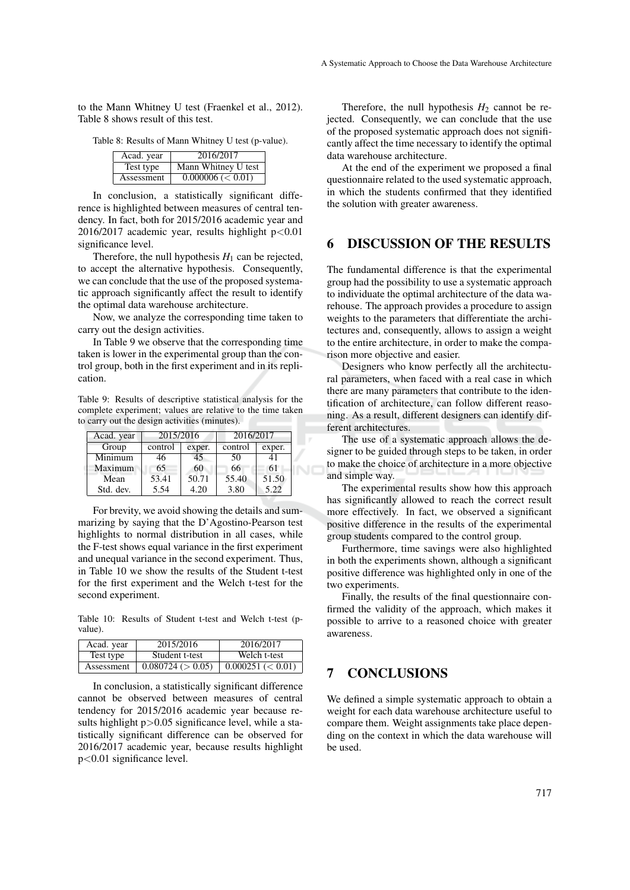to the Mann Whitney U test (Fraenkel et al., 2012). Table 8 shows result of this test.

Table 8: Results of Mann Whitney U test (p-value).

| Acad. year | 2016/2017 |
|---|---|
| Test type | Mann Whitney U test |
| Assessment | 0.000006 ($< 0.01$) |

In conclusion, a statistically significant difference is highlighted between measures of central tendency. In fact, both for 2015/2016 academic year and 2016/2017 academic year, results highlight $p<0.01$ significance level.

Therefore, the null hypothesis $H_1$ can be rejected, to accept the alternative hypothesis. Consequently, we can conclude that the use of the proposed systematic approach significantly affect the result to identify the optimal data warehouse architecture.

Now, we analyze the corresponding time taken to carry out the design activities.

In Table 9 we observe that the corresponding time taken is lower in the experimental group than the control group, both in the first experiment and in its replication.

Table 9: Results of descriptive statistical analysis for the complete experiment; values are relative to the time taken to carry out the design activities (minutes).

| Acad. year | 2015/2016 | | 2016/2017 | |
|---|---|---|---|---|
| Group | control | exper. | control | exper. |
| Minimum | 46 | 45 | 50 | 41 |
| Maximum | 65 | 60 | 66 | 61 |
| Mean | 53.41 | 50.71 | 55.40 | 51.50 |
| Std. dev. | 5.54 | 4.20 | 3.80 | 5.22 |

For brevity, we avoid showing the details and summarizing by saying that the D'Agostino-Pearson test highlights to normal distribution in all cases, while the F-test shows equal variance in the first experiment and unequal variance in the second experiment. Thus, in Table 10 we show the results of the Student t-test for the first experiment and the Welch t-test for the second experiment.

Table 10: Results of Student t-test and Welch t-test (p-value).

| Acad. year | 2015/2016 | 2016/2017 |
|---|---|---|
| Test type | Student t-test | Welch t-test |
| Assessment | 0.080724 ($> 0.05$) | 0.000251 ($< 0.01$) |

In conclusion, a statistically significant difference cannot be observed between measures of central tendency for 2015/2016 academic year because results highlight $p>0.05$ significance level, while a statistically significant difference can be observed for 2016/2017 academic year, because results highlight $p<0.01$ significance level.

Therefore, the null hypothesis $H_2$ cannot be rejected. Consequently, we can conclude that the use of the proposed systematic approach does not significantly affect the time necessary to identify the optimal data warehouse architecture.

At the end of the experiment we proposed a final questionnaire related to the used systematic approach, in which the students confirmed that they identified the solution with greater awareness.

## 6 DISCUSSION OF THE RESULTS

The fundamental difference is that the experimental group had the possibility to use a systematic approach to individuate the optimal architecture of the data warehouse. The approach provides a procedure to assign weights to the parameters that differentiate the architectures and, consequently, allows to assign a weight to the entire architecture, in order to make the comparison more objective and easier.

Designers who know perfectly all the architectural parameters, when faced with a real case in which there are many parameters that contribute to the identification of architecture, can follow different reasoning. As a result, different designers can identify different architectures.

The use of a systematic approach allows the designer to be guided through steps to be taken, in order to make the choice of architecture in a more objective and simple way.

The experimental results show how this approach has significantly allowed to reach the correct result more effectively. In fact, we observed a significant positive difference in the results of the experimental group students compared to the control group.

Furthermore, time savings were also highlighted in both the experiments shown, although a significant positive difference was highlighted only in one of the two experiments.

Finally, the results of the final questionnaire confirmed the validity of the approach, which makes it possible to arrive to a reasoned choice with greater awareness.

## 7 CONCLUSIONS

We defined a simple systematic approach to obtain a weight for each data warehouse architecture useful to compare them. Weight assignments take place depending on the context in which the data warehouse will be used.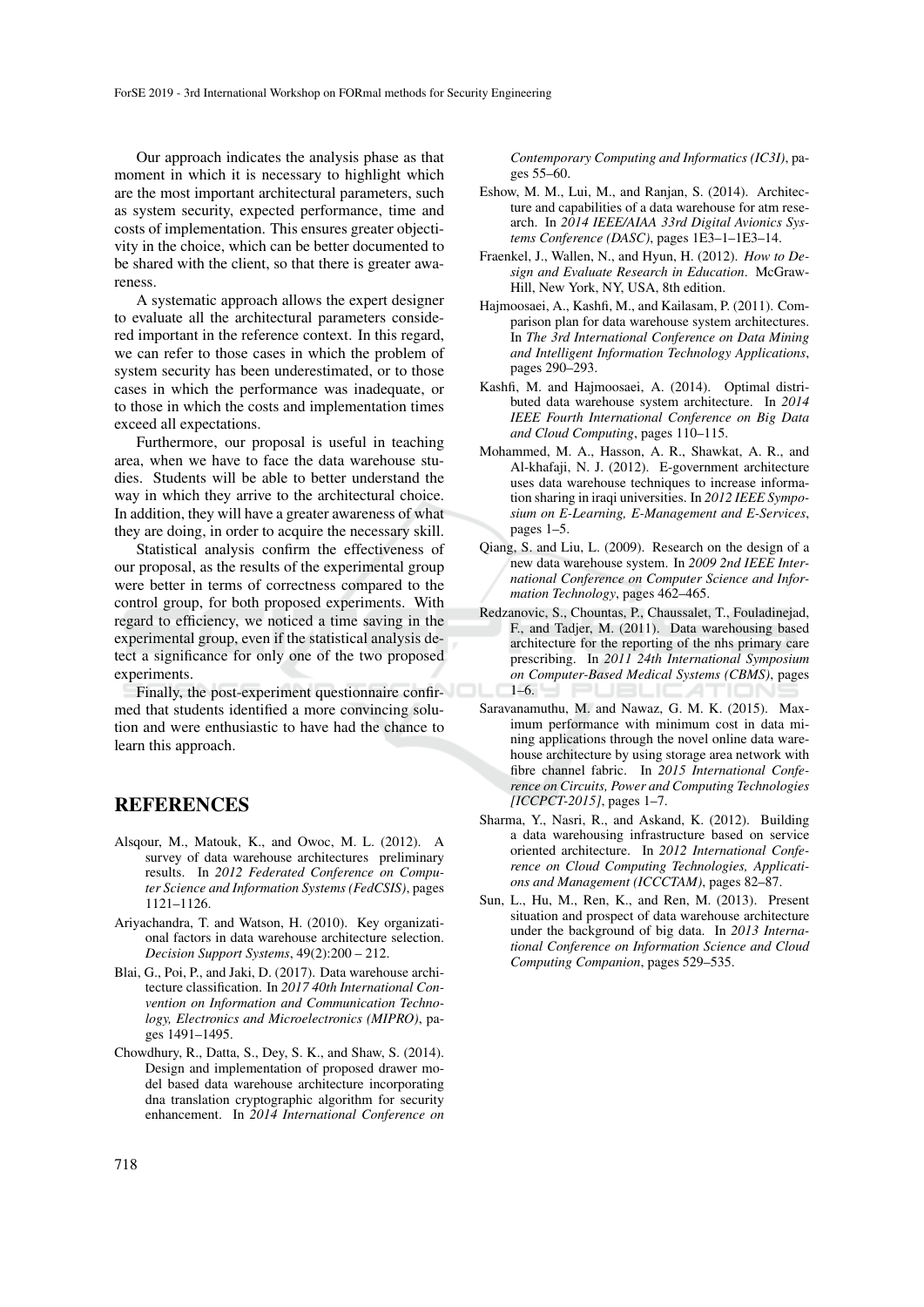Our approach indicates the analysis phase as that moment in which it is necessary to highlight which are the most important architectural parameters, such as system security, expected performance, time and costs of implementation. This ensures greater objectivity in the choice, which can be better documented to be shared with the client, so that there is greater awareness.

A systematic approach allows the expert designer to evaluate all the architectural parameters considered important in the reference context. In this regard, we can refer to those cases in which the problem of system security has been underestimated, or to those cases in which the performance was inadequate, or to those in which the costs and implementation times exceed all expectations.

Furthermore, our proposal is useful in teaching area, when we have to face the data warehouse studies. Students will be able to better understand the way in which they arrive to the architectural choice. In addition, they will have a greater awareness of what they are doing, in order to acquire the necessary skill.

Statistical analysis confirm the effectiveness of our proposal, as the results of the experimental group were better in terms of correctness compared to the control group, for both proposed experiments. With regard to efficiency, we noticed a time saving in the experimental group, even if the statistical analysis detect a significance for only one of the two proposed experiments.

Finally, the post-experiment questionnaire confirmed that students identified a more convincing solution and were enthusiastic to have had the chance to learn this approach.

## REFERENCES

Alsqour, M., Matouk, K., and Owoc, M. L. (2012). A survey of data warehouse architectures preliminary results. In *2012 Federated Conference on Computer Science and Information Systems (FedCSIS)*, pages 1121–1126.

Ariyachandra, T. and Watson, H. (2010). Key organizational factors in data warehouse architecture selection. *Decision Support Systems*, 49(2):200 – 212.

Blai, G., Poi, P., and Jaki, D. (2017). Data warehouse architecture classification. In *2017 40th International Convention on Information and Communication Technology, Electronics and Microelectronics (MIPRO)*, pages 1491–1495.

Chowdhury, R., Datta, S., Dey, S. K., and Shaw, S. (2014). Design and implementation of proposed drawer model based data warehouse architecture incorporating dna translation cryptographic algorithm for security enhancement. In *2014 International Conference on Contemporary Computing and Informatics (IC3I)*, pages 55–60.

Eshow, M. M., Lui, M., and Ranjan, S. (2014). Architecture and capabilities of a data warehouse for atm research. In *2014 IEEE/AIAA 33rd Digital Avionics Systems Conference (DASC)*, pages 1E3–1–1E3–14.

Fraenkel, J., Wallen, N., and Hyun, H. (2012). *How to Design and Evaluate Research in Education*. McGraw-Hill, New York, NY, USA, 8th edition.

Hajmoosaei, A., Kashfi, M., and Kailasam, P. (2011). Comparison plan for data warehouse system architectures. In *The 3rd International Conference on Data Mining and Intelligent Information Technology Applications*, pages 290–293.

Kashfi, M. and Hajmoosaei, A. (2014). Optimal distributed data warehouse system architecture. In *2014 IEEE Fourth International Conference on Big Data and Cloud Computing*, pages 110–115.

Mohammed, M. A., Hasson, A. R., Shawkat, A. R., and Al-khafaji, N. J. (2012). E-government architecture uses data warehouse techniques to increase information sharing in iraqi universities. In *2012 IEEE Symposium on E-Learning, E-Management and E-Services*, pages 1–5.

Qiang, S. and Liu, L. (2009). Research on the design of a new data warehouse system. In *2009 2nd IEEE International Conference on Computer Science and Information Technology*, pages 462–465.

Redzanovic, S., Chountas, P., Chaussalet, T., Fouladinejad, F., and Tadjer, M. (2011). Data warehousing based architecture for the reporting of the nhs primary care prescribing. In *2011 24th International Symposium on Computer-Based Medical Systems (CBMS)*, pages 1–6.

Saravanamuthu, M. and Nawaz, G. M. K. (2015). Maximum performance with minimum cost in data mining applications through the novel online data warehouse architecture by using storage area network with fibre channel fabric. In *2015 International Conference on Circuits, Power and Computing Technologies [ICCPCT-2015]*, pages 1–7.

Sharma, Y., Nasri, R., and Askand, K. (2012). Building a data warehousing infrastructure based on service oriented architecture. In *2012 International Conference on Cloud Computing Technologies, Applications and Management (ICCCTAM)*, pages 82–87.

Sun, L., Hu, M., Ren, K., and Ren, M. (2013). Present situation and prospect of data warehouse architecture under the background of big data. In *2013 International Conference on Information Science and Cloud Computing Companion*, pages 529–535.